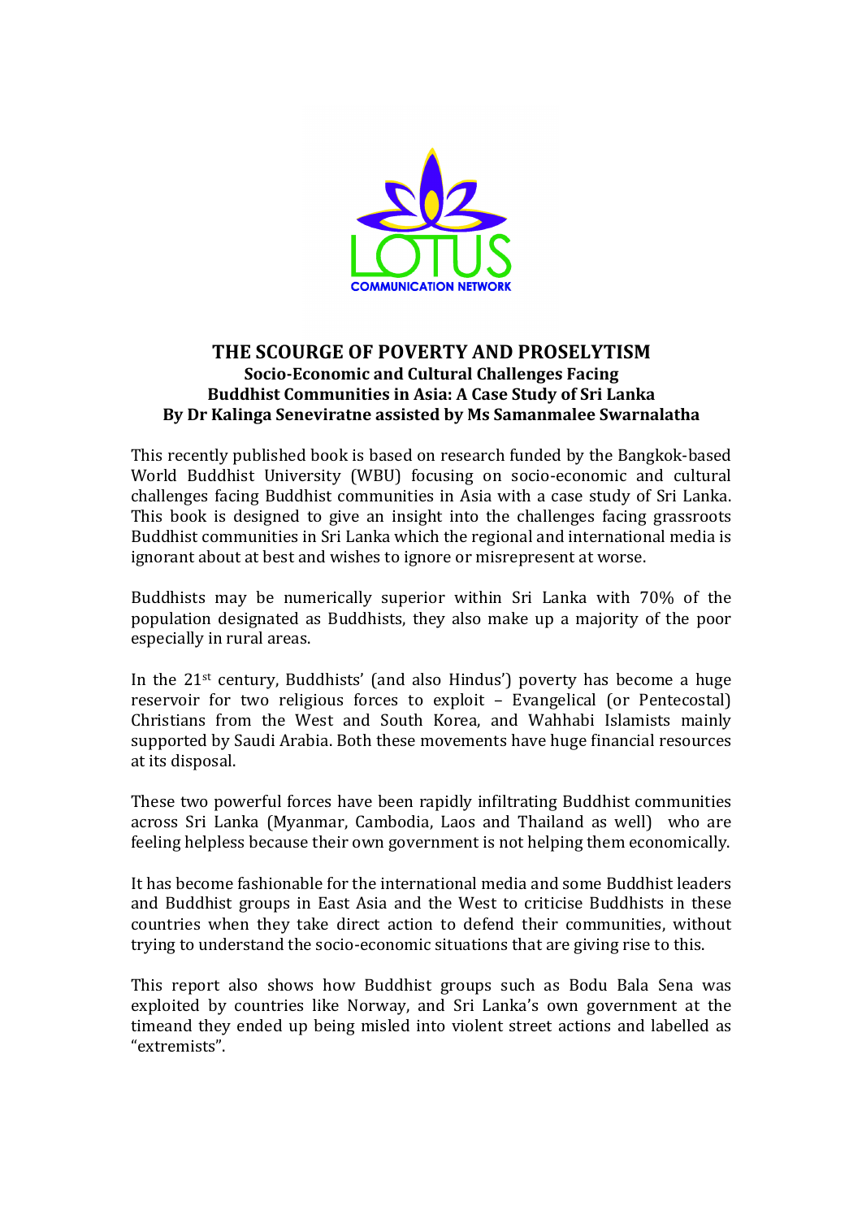LOTUS COMMUNICATION NETWORK

# THE SCOURGE OF POVERTY AND PROSELYTISM

## Socio-Economic and Cultural Challenges Facing Buddhist Communities in Asia: A Case Study of Sri Lanka

**By Dr Kalinga Seneviratne assisted by Ms Samanmalee Swarnalatha**

This recently published book is based on research funded by the Bangkok-based World Buddhist University (WBU) focusing on socio-economic and cultural challenges facing Buddhist communities in Asia with a case study of Sri Lanka. This book is designed to give an insight into the challenges facing grassroots Buddhist communities in Sri Lanka which the regional and international media is ignorant about at best and wishes to ignore or misrepresent at worse.

Buddhists may be numerically superior within Sri Lanka with 70% of the population designated as Buddhists, they also make up a majority of the poor especially in rural areas.

In the 21st century, Buddhists' (and also Hindus') poverty has become a huge reservoir for two religious forces to exploit – Evangelical (or Pentecostal) Christians from the West and South Korea, and Wahhabi Islamists mainly supported by Saudi Arabia. Both these movements have huge financial resources at its disposal.

These two powerful forces have been rapidly infiltrating Buddhist communities across Sri Lanka (Myanmar, Cambodia, Laos and Thailand as well) who are feeling helpless because their own government is not helping them economically.

It has become fashionable for the international media and some Buddhist leaders and Buddhist groups in East Asia and the West to criticise Buddhists in these countries when they take direct action to defend their communities, without trying to understand the socio-economic situations that are giving rise to this.

This report also shows how Buddhist groups such as Bodu Bala Sena was exploited by countries like Norway, and Sri Lanka's own government at the timeand they ended up being misled into violent street actions and labelled as "extremists".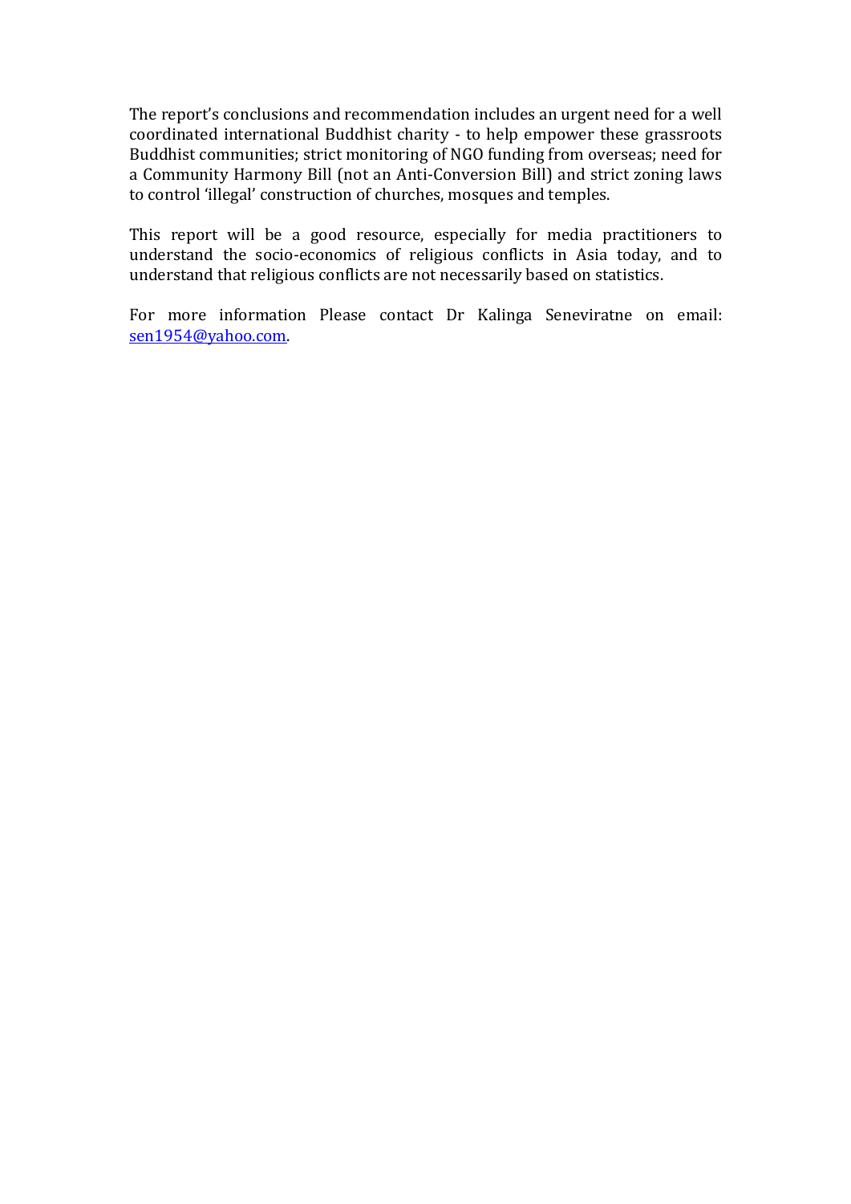The report's conclusions and recommendation includes an urgent need for a well coordinated international Buddhist charity - to help empower these grassroots Buddhist communities; strict monitoring of NGO funding from overseas; need for a Community Harmony Bill (not an Anti-Conversion Bill) and strict zoning laws to control 'illegal' construction of churches, mosques and temples.

This report will be a good resource, especially for media practitioners to understand the socio-economics of religious conflicts in Asia today, and to understand that religious conflicts are not necessarily based on statistics.

For more information Please contact Dr Kalinga Seneviratne on email: [sen1954@yahoo.com](mailto:sen1954@yahoo.com).